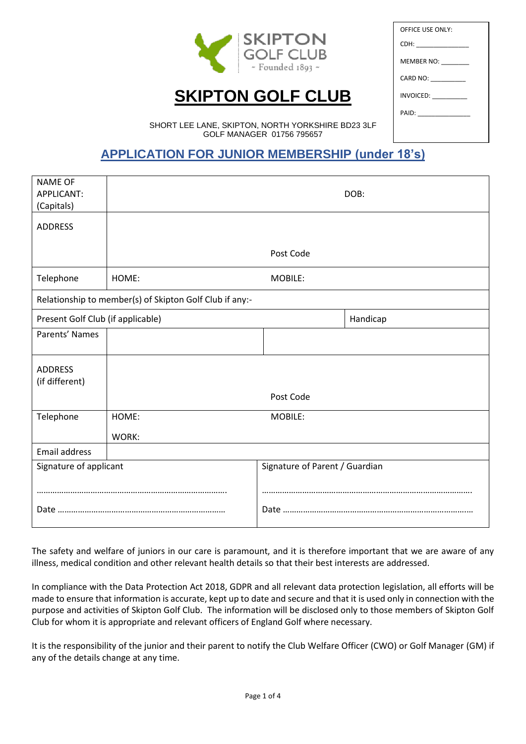SKIPTON GOLF CLUB
~ Founded 1893 ~

| OFFICE USE ONLY: |
|---|
| CDH: ______________ |
| MEMBER NO: _______ |
| CARD NO: _________ |
| INVOICED: _________ |
| PAID: ______________ |

# SKIPTON GOLF CLUB

SHORT LEE LANE, SKIPTON, NORTH YORKSHIRE BD23 3LF
GOLF MANAGER 01756 795657

## APPLICATION FOR JUNIOR MEMBERSHIP (under 18's)

| NAME OF APPLICANT: (Capitals) | | DOB: | |
|---|---|---|---|
| ADDRESS | | Post Code | |
| Telephone | HOME: | MOBILE: | |
| Relationship to member(s) of Skipton Golf Club if any:- | | | |
| Present Golf Club (if applicable) | | | Handicap |
| Parents' Names | | | |
| ADDRESS (if different) | | Post Code | |
| Telephone | HOME: <br> WORK: | MOBILE: | |
| Email address | | | |
| Signature of applicant <br> ……………………………………………………………………. <br> Date ……………………………………………………………… | | Signature of Parent / Guardian <br> ……………………………………………………………………………. <br> Date ………………………………………………………………………… | |

The safety and welfare of juniors in our care is paramount, and it is therefore important that we are aware of any illness, medical condition and other relevant health details so that their best interests are addressed.

In compliance with the Data Protection Act 2018, GDPR and all relevant data protection legislation, all efforts will be made to ensure that information is accurate, kept up to date and secure and that it is used only in connection with the purpose and activities of Skipton Golf Club. The information will be disclosed only to those members of Skipton Golf Club for whom it is appropriate and relevant officers of England Golf where necessary.

It is the responsibility of the junior and their parent to notify the Club Welfare Officer (CWO) or Golf Manager (GM) if any of the details change at any time.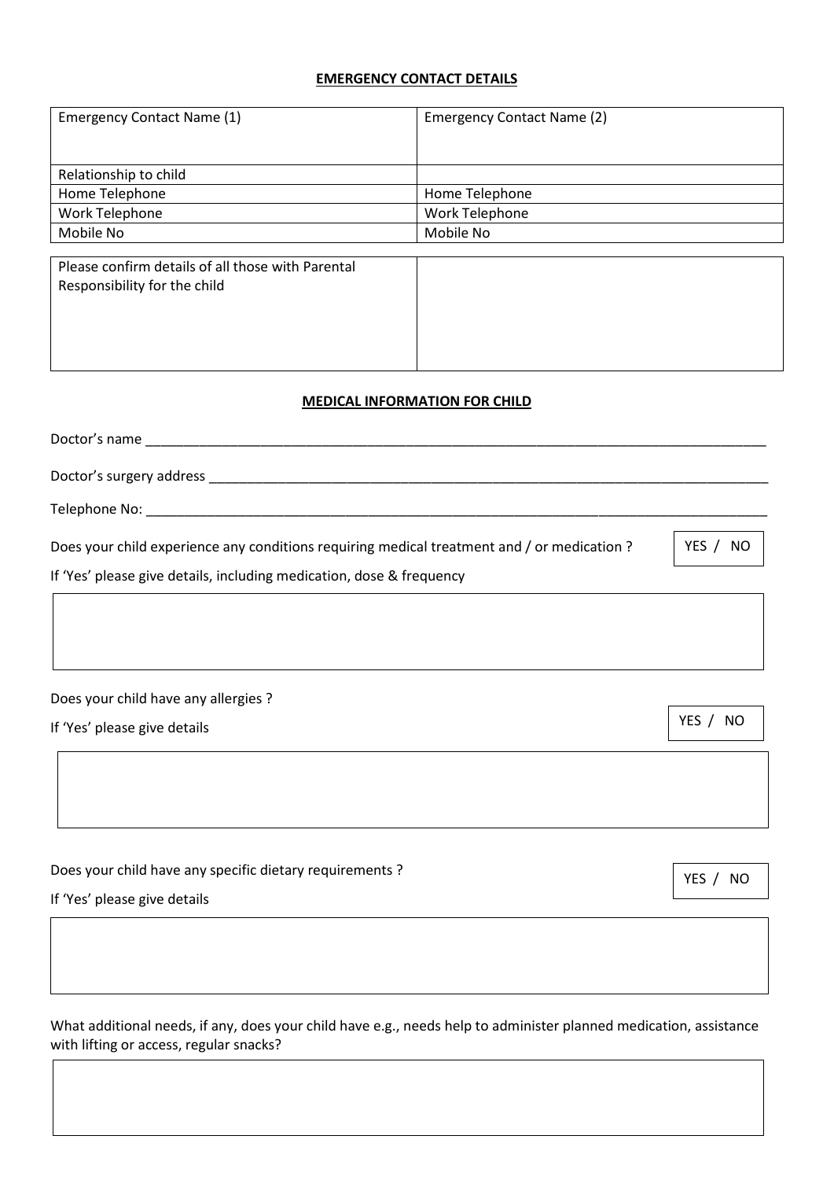**EMERGENCY CONTACT DETAILS**

| Emergency Contact Name (1) | Emergency Contact Name (2) |
|---|---|
| Relationship to child | |
| Home Telephone | Home Telephone |
| Work Telephone | Work Telephone |
| Mobile No | Mobile No |

| Please confirm details of all those with Parental Responsibility for the child | |
|---|---|

**MEDICAL INFORMATION FOR CHILD**

Doctor's name ___________________________________________________________________________________

Doctor's surgery address ___________________________________________________________________________

Telephone No: ___________________________________________________________________________________

Does your child experience any conditions requiring medical treatment and / or medication ? YES / NO

If 'Yes' please give details, including medication, dose & frequency

| |
|---|
| |

Does your child have any allergies ?

If 'Yes' please give details YES / NO

| |
|---|
| |

Does your child have any specific dietary requirements ? YES / NO

If 'Yes' please give details

| |
|---|
| |

What additional needs, if any, does your child have e.g., needs help to administer planned medication, assistance with lifting or access, regular snacks?

| |
|---|
| |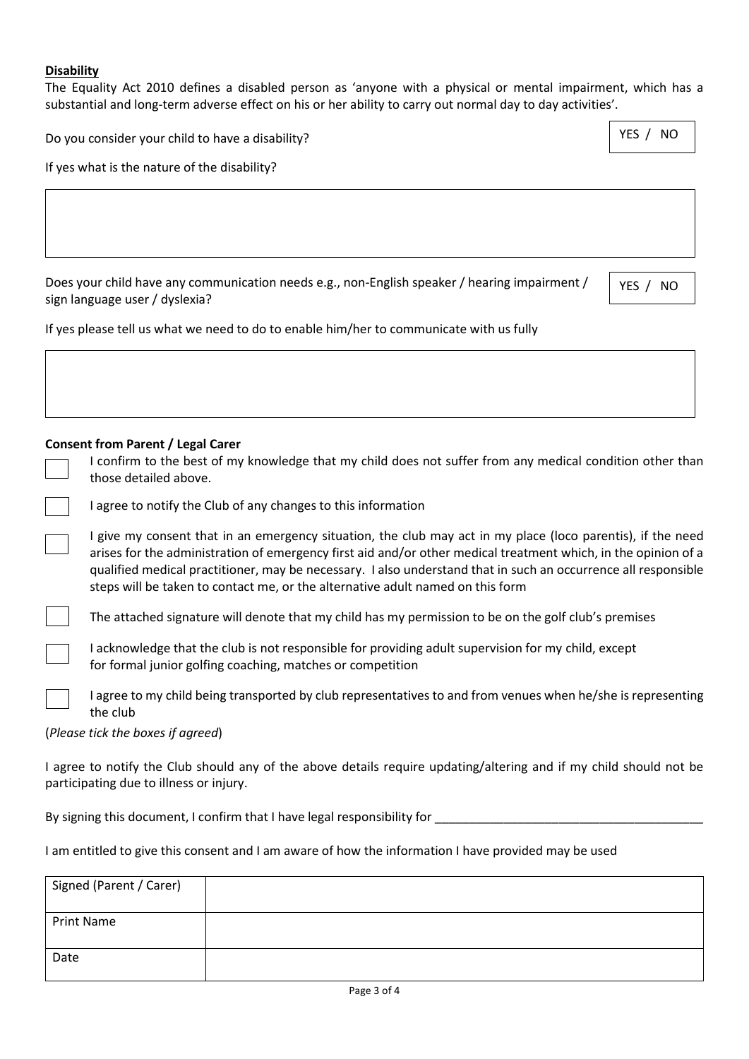**Disability**

The Equality Act 2010 defines a disabled person as 'anyone with a physical or mental impairment, which has a substantial and long-term adverse effect on his or her ability to carry out normal day to day activities'.

Do you consider your child to have a disability? YES / NO

If yes what is the nature of the disability?

Does your child have any communication needs e.g., non-English speaker / hearing impairment / sign language user / dyslexia? YES / NO

If yes please tell us what we need to do to enable him/her to communicate with us fully

**Consent from Parent / Legal Carer**

- [ ] I confirm to the best of my knowledge that my child does not suffer from any medical condition other than those detailed above.
- [ ] I agree to notify the Club of any changes to this information
- [ ] I give my consent that in an emergency situation, the club may act in my place (loco parentis), if the need arises for the administration of emergency first aid and/or other medical treatment which, in the opinion of a qualified medical practitioner, may be necessary. I also understand that in such an occurrence all responsible steps will be taken to contact me, or the alternative adult named on this form
- [ ] The attached signature will denote that my child has my permission to be on the golf club's premises
- [ ] I acknowledge that the club is not responsible for providing adult supervision for my child, except for formal junior golfing coaching, matches or competition
- [ ] I agree to my child being transported by club representatives to and from venues when he/she is representing the club

(*Please tick the boxes if agreed*)

I agree to notify the Club should any of the above details require updating/altering and if my child should not be participating due to illness or injury.

By signing this document, I confirm that I have legal responsibility for ________________________________________

I am entitled to give this consent and I am aware of how the information I have provided may be used

| Signed (Parent / Carer) | |
|---|---|
| Print Name | |
| Date | |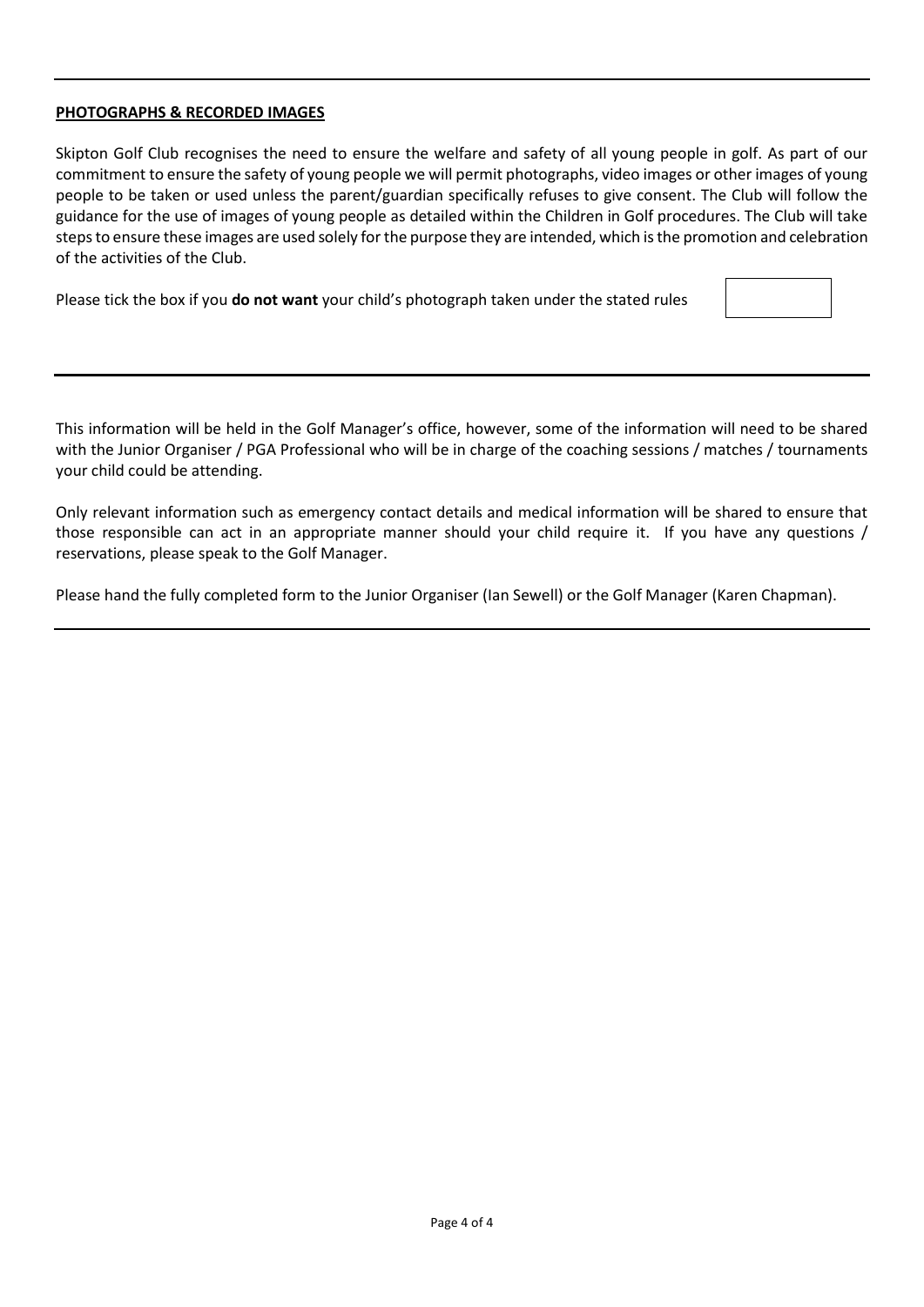**PHOTOGRAPHS & RECORDED IMAGES**

Skipton Golf Club recognises the need to ensure the welfare and safety of all young people in golf. As part of our commitment to ensure the safety of young people we will permit photographs, video images or other images of young people to be taken or used unless the parent/guardian specifically refuses to give consent. The Club will follow the guidance for the use of images of young people as detailed within the Children in Golf procedures. The Club will take steps to ensure these images are used solely for the purpose they are intended, which is the promotion and celebration of the activities of the Club.

Please tick the box if you **do not want** your child's photograph taken under the stated rules ☐

---

This information will be held in the Golf Manager's office, however, some of the information will need to be shared with the Junior Organiser / PGA Professional who will be in charge of the coaching sessions / matches / tournaments your child could be attending.

Only relevant information such as emergency contact details and medical information will be shared to ensure that those responsible can act in an appropriate manner should your child require it. If you have any questions / reservations, please speak to the Golf Manager.

Please hand the fully completed form to the Junior Organiser (Ian Sewell) or the Golf Manager (Karen Chapman).